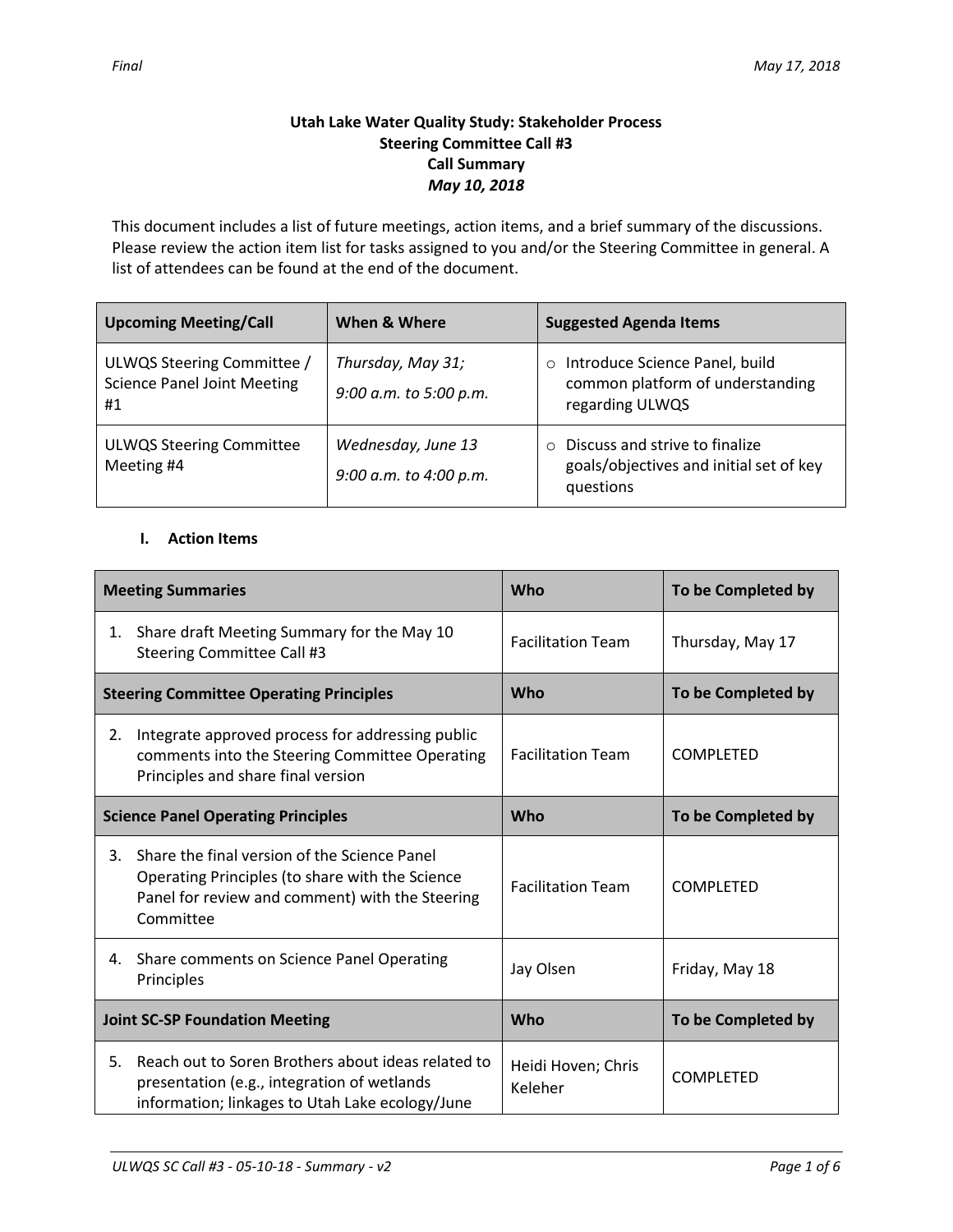*Final* *May 17, 2018*

**Utah Lake Water Quality Study: Stakeholder Process**
**Steering Committee Call #3**
**Call Summary**
***May 10, 2018***

This document includes a list of future meetings, action items, and a brief summary of the discussions. Please review the action item list for tasks assigned to you and/or the Steering Committee in general. A list of attendees can be found at the end of the document.

| Upcoming Meeting/Call | When & Where | Suggested Agenda Items |
|---|---|---|
| ULWQS Steering Committee / Science Panel Joint Meeting #1 | *Thursday, May 31; 9:00 a.m. to 5:00 p.m.* | ○ Introduce Science Panel, build common platform of understanding regarding ULWQS |
| ULWQS Steering Committee Meeting #4 | *Wednesday, June 13 9:00 a.m. to 4:00 p.m.* | ○ Discuss and strive to finalize goals/objectives and initial set of key questions |

## I. Action Items

| Meeting Summaries | Who | To be Completed by |
|---|---|---|
| 1. Share draft Meeting Summary for the May 10 Steering Committee Call #3 | Facilitation Team | Thursday, May 17 |
| **Steering Committee Operating Principles** | **Who** | **To be Completed by** |
| 2. Integrate approved process for addressing public comments into the Steering Committee Operating Principles and share final version | Facilitation Team | COMPLETED |
| **Science Panel Operating Principles** | **Who** | **To be Completed by** |
| 3. Share the final version of the Science Panel Operating Principles (to share with the Science Panel for review and comment) with the Steering Committee | Facilitation Team | COMPLETED |
| 4. Share comments on Science Panel Operating Principles | Jay Olsen | Friday, May 18 |
| **Joint SC-SP Foundation Meeting** | **Who** | **To be Completed by** |
| 5. Reach out to Soren Brothers about ideas related to presentation (e.g., integration of wetlands information; linkages to Utah Lake ecology/June | Heidi Hoven; Chris Keleher | COMPLETED |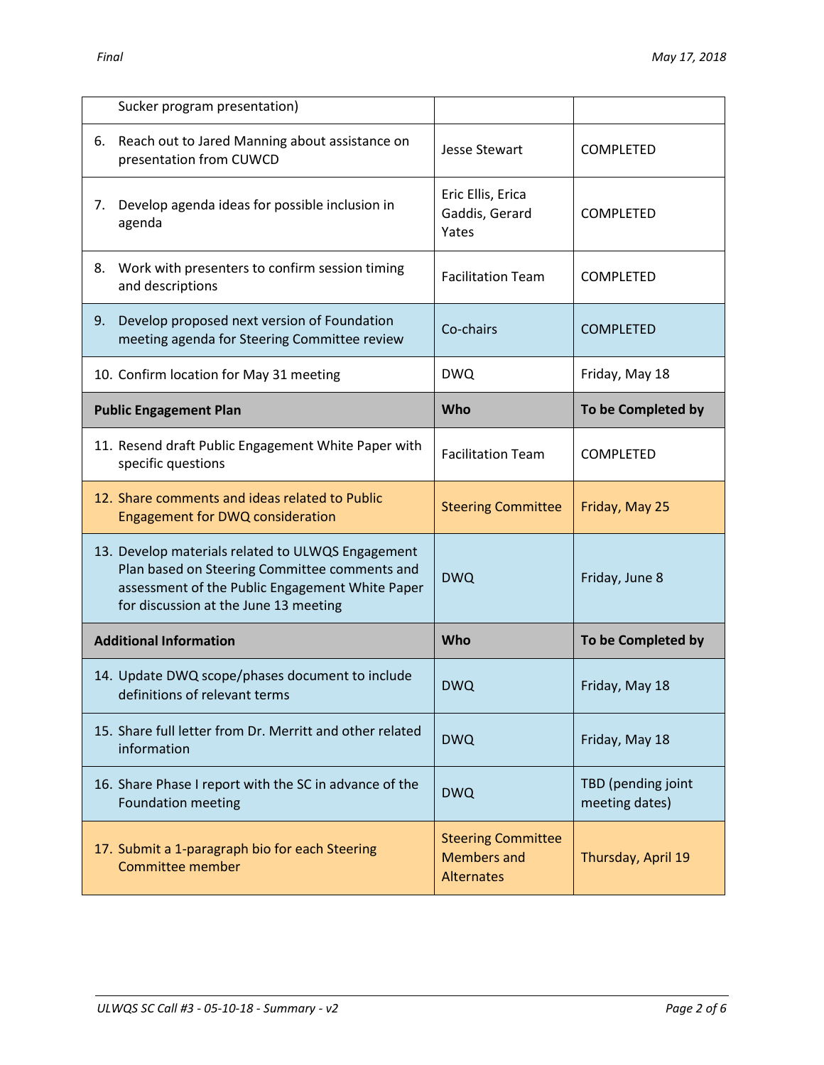| | | |
|---|---|---|
| Sucker program presentation) | | |
| 6. Reach out to Jared Manning about assistance on presentation from CUWCD | Jesse Stewart | COMPLETED |
| 7. Develop agenda ideas for possible inclusion in agenda | Eric Ellis, Erica Gaddis, Gerard Yates | COMPLETED |
| 8. Work with presenters to confirm session timing and descriptions | Facilitation Team | COMPLETED |
| 9. Develop proposed next version of Foundation meeting agenda for Steering Committee review | Co-chairs | COMPLETED |
| 10. Confirm location for May 31 meeting | DWQ | Friday, May 18 |
| **Public Engagement Plan** | **Who** | **To be Completed by** |
| 11. Resend draft Public Engagement White Paper with specific questions | Facilitation Team | COMPLETED |
| 12. Share comments and ideas related to Public Engagement for DWQ consideration | Steering Committee | Friday, May 25 |
| 13. Develop materials related to ULWQS Engagement Plan based on Steering Committee comments and assessment of the Public Engagement White Paper for discussion at the June 13 meeting | DWQ | Friday, June 8 |
| **Additional Information** | **Who** | **To be Completed by** |
| 14. Update DWQ scope/phases document to include definitions of relevant terms | DWQ | Friday, May 18 |
| 15. Share full letter from Dr. Merritt and other related information | DWQ | Friday, May 18 |
| 16. Share Phase I report with the SC in advance of the Foundation meeting | DWQ | TBD (pending joint meeting dates) |
| 17. Submit a 1-paragraph bio for each Steering Committee member | Steering Committee Members and Alternates | Thursday, April 19 |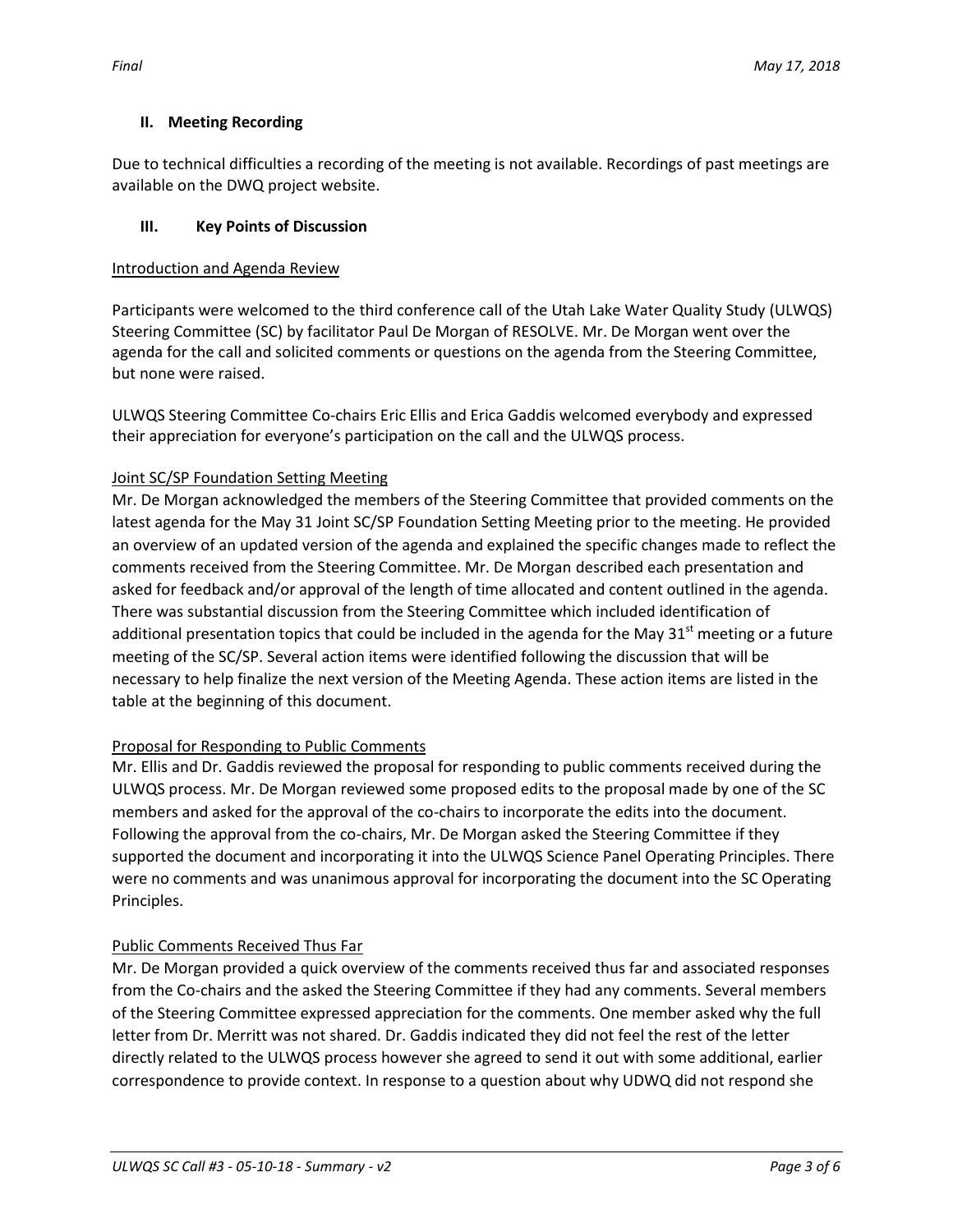## II. Meeting Recording

Due to technical difficulties a recording of the meeting is not available. Recordings of past meetings are available on the DWQ project website.

## III. Key Points of Discussion

Introduction and Agenda Review

Participants were welcomed to the third conference call of the Utah Lake Water Quality Study (ULWQS) Steering Committee (SC) by facilitator Paul De Morgan of RESOLVE. Mr. De Morgan went over the agenda for the call and solicited comments or questions on the agenda from the Steering Committee, but none were raised.

ULWQS Steering Committee Co-chairs Eric Ellis and Erica Gaddis welcomed everybody and expressed their appreciation for everyone's participation on the call and the ULWQS process.

Joint SC/SP Foundation Setting Meeting

Mr. De Morgan acknowledged the members of the Steering Committee that provided comments on the latest agenda for the May 31 Joint SC/SP Foundation Setting Meeting prior to the meeting. He provided an overview of an updated version of the agenda and explained the specific changes made to reflect the comments received from the Steering Committee. Mr. De Morgan described each presentation and asked for feedback and/or approval of the length of time allocated and content outlined in the agenda. There was substantial discussion from the Steering Committee which included identification of additional presentation topics that could be included in the agenda for the May 31st meeting or a future meeting of the SC/SP. Several action items were identified following the discussion that will be necessary to help finalize the next version of the Meeting Agenda. These action items are listed in the table at the beginning of this document.

Proposal for Responding to Public Comments

Mr. Ellis and Dr. Gaddis reviewed the proposal for responding to public comments received during the ULWQS process. Mr. De Morgan reviewed some proposed edits to the proposal made by one of the SC members and asked for the approval of the co-chairs to incorporate the edits into the document. Following the approval from the co-chairs, Mr. De Morgan asked the Steering Committee if they supported the document and incorporating it into the ULWQS Science Panel Operating Principles. There were no comments and was unanimous approval for incorporating the document into the SC Operating Principles.

Public Comments Received Thus Far

Mr. De Morgan provided a quick overview of the comments received thus far and associated responses from the Co-chairs and the asked the Steering Committee if they had any comments. Several members of the Steering Committee expressed appreciation for the comments. One member asked why the full letter from Dr. Merritt was not shared. Dr. Gaddis indicated they did not feel the rest of the letter directly related to the ULWQS process however she agreed to send it out with some additional, earlier correspondence to provide context. In response to a question about why UDWQ did not respond she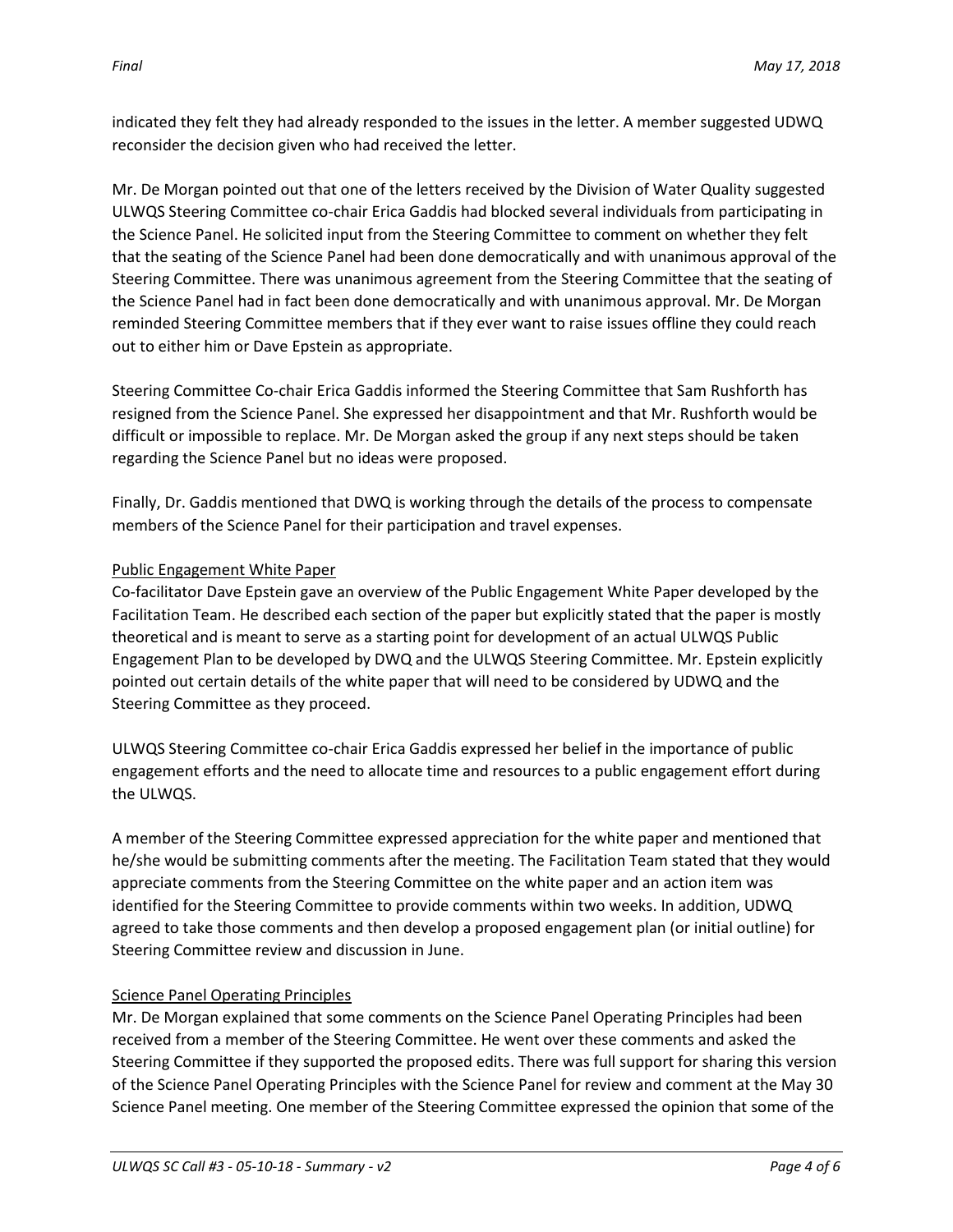indicated they felt they had already responded to the issues in the letter. A member suggested UDWQ reconsider the decision given who had received the letter.

Mr. De Morgan pointed out that one of the letters received by the Division of Water Quality suggested ULWQS Steering Committee co-chair Erica Gaddis had blocked several individuals from participating in the Science Panel. He solicited input from the Steering Committee to comment on whether they felt that the seating of the Science Panel had been done democratically and with unanimous approval of the Steering Committee. There was unanimous agreement from the Steering Committee that the seating of the Science Panel had in fact been done democratically and with unanimous approval. Mr. De Morgan reminded Steering Committee members that if they ever want to raise issues offline they could reach out to either him or Dave Epstein as appropriate.

Steering Committee Co-chair Erica Gaddis informed the Steering Committee that Sam Rushforth has resigned from the Science Panel. She expressed her disappointment and that Mr. Rushforth would be difficult or impossible to replace. Mr. De Morgan asked the group if any next steps should be taken regarding the Science Panel but no ideas were proposed.

Finally, Dr. Gaddis mentioned that DWQ is working through the details of the process to compensate members of the Science Panel for their participation and travel expenses.

<u>Public Engagement White Paper</u>

Co-facilitator Dave Epstein gave an overview of the Public Engagement White Paper developed by the Facilitation Team. He described each section of the paper but explicitly stated that the paper is mostly theoretical and is meant to serve as a starting point for development of an actual ULWQS Public Engagement Plan to be developed by DWQ and the ULWQS Steering Committee. Mr. Epstein explicitly pointed out certain details of the white paper that will need to be considered by UDWQ and the Steering Committee as they proceed.

ULWQS Steering Committee co-chair Erica Gaddis expressed her belief in the importance of public engagement efforts and the need to allocate time and resources to a public engagement effort during the ULWQS.

A member of the Steering Committee expressed appreciation for the white paper and mentioned that he/she would be submitting comments after the meeting. The Facilitation Team stated that they would appreciate comments from the Steering Committee on the white paper and an action item was identified for the Steering Committee to provide comments within two weeks. In addition, UDWQ agreed to take those comments and then develop a proposed engagement plan (or initial outline) for Steering Committee review and discussion in June.

<u>Science Panel Operating Principles</u>

Mr. De Morgan explained that some comments on the Science Panel Operating Principles had been received from a member of the Steering Committee. He went over these comments and asked the Steering Committee if they supported the proposed edits. There was full support for sharing this version of the Science Panel Operating Principles with the Science Panel for review and comment at the May 30 Science Panel meeting. One member of the Steering Committee expressed the opinion that some of the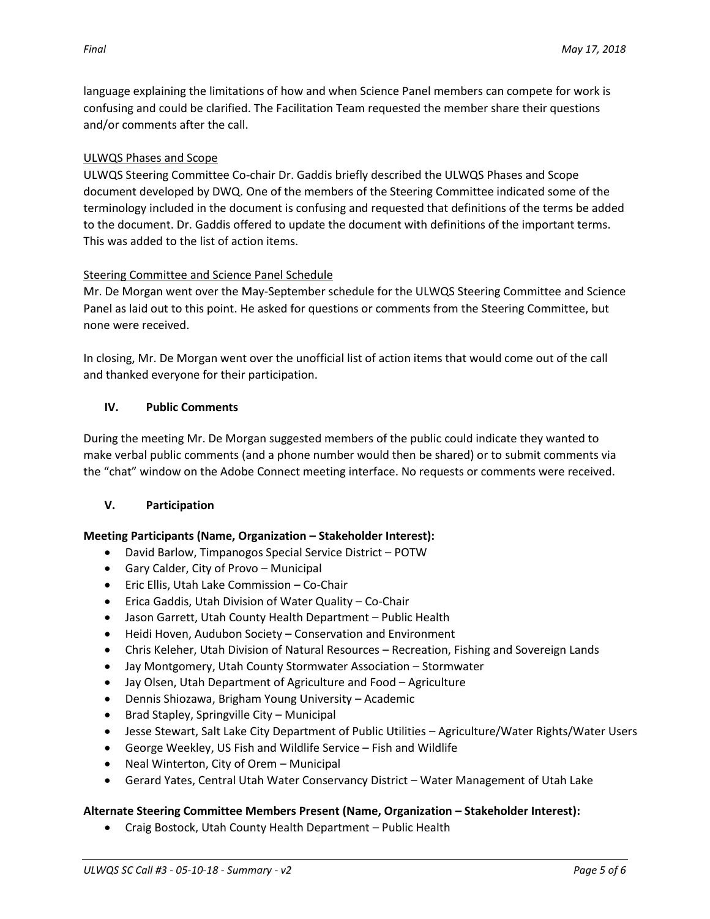language explaining the limitations of how and when Science Panel members can compete for work is confusing and could be clarified. The Facilitation Team requested the member share their questions and/or comments after the call.

ULWQS Phases and Scope

ULWQS Steering Committee Co-chair Dr. Gaddis briefly described the ULWQS Phases and Scope document developed by DWQ. One of the members of the Steering Committee indicated some of the terminology included in the document is confusing and requested that definitions of the terms be added to the document. Dr. Gaddis offered to update the document with definitions of the important terms. This was added to the list of action items.

Steering Committee and Science Panel Schedule

Mr. De Morgan went over the May-September schedule for the ULWQS Steering Committee and Science Panel as laid out to this point. He asked for questions or comments from the Steering Committee, but none were received.

In closing, Mr. De Morgan went over the unofficial list of action items that would come out of the call and thanked everyone for their participation.

## IV. Public Comments

During the meeting Mr. De Morgan suggested members of the public could indicate they wanted to make verbal public comments (and a phone number would then be shared) or to submit comments via the "chat" window on the Adobe Connect meeting interface. No requests or comments were received.

## V. Participation

**Meeting Participants (Name, Organization – Stakeholder Interest):**

- David Barlow, Timpanogos Special Service District – POTW
- Gary Calder, City of Provo – Municipal
- Eric Ellis, Utah Lake Commission – Co-Chair
- Erica Gaddis, Utah Division of Water Quality – Co-Chair
- Jason Garrett, Utah County Health Department – Public Health
- Heidi Hoven, Audubon Society – Conservation and Environment
- Chris Keleher, Utah Division of Natural Resources – Recreation, Fishing and Sovereign Lands
- Jay Montgomery, Utah County Stormwater Association – Stormwater
- Jay Olsen, Utah Department of Agriculture and Food – Agriculture
- Dennis Shiozawa, Brigham Young University – Academic
- Brad Stapley, Springville City – Municipal
- Jesse Stewart, Salt Lake City Department of Public Utilities – Agriculture/Water Rights/Water Users
- George Weekley, US Fish and Wildlife Service – Fish and Wildlife
- Neal Winterton, City of Orem – Municipal
- Gerard Yates, Central Utah Water Conservancy District – Water Management of Utah Lake

**Alternate Steering Committee Members Present (Name, Organization – Stakeholder Interest):**

- Craig Bostock, Utah County Health Department – Public Health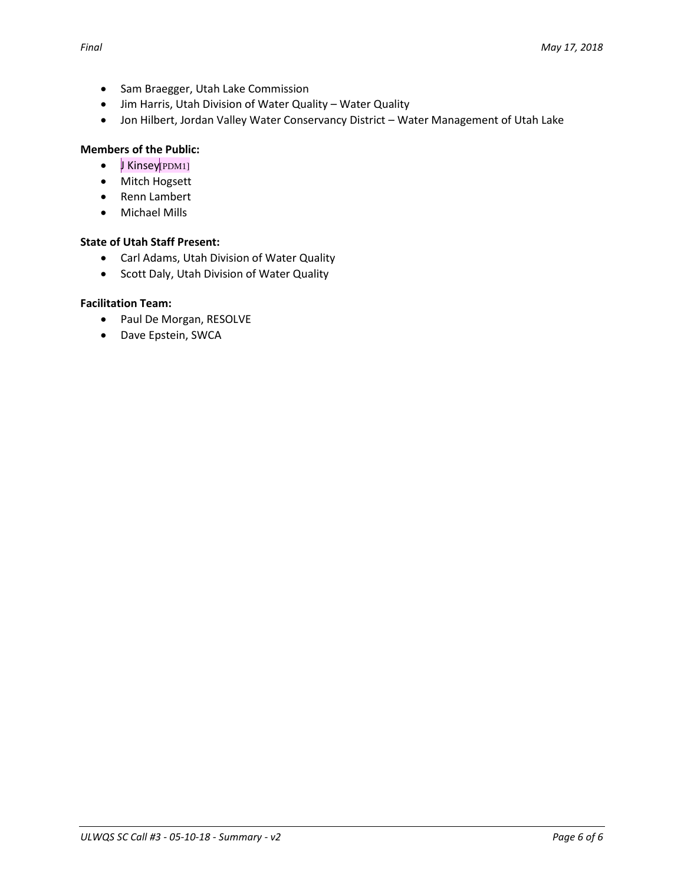- Sam Braegger, Utah Lake Commission
- Jim Harris, Utah Division of Water Quality – Water Quality
- Jon Hilbert, Jordan Valley Water Conservancy District – Water Management of Utah Lake

**Members of the Public:**

- J Kinsey[PDM1]
- Mitch Hogsett
- Renn Lambert
- Michael Mills

**State of Utah Staff Present:**

- Carl Adams, Utah Division of Water Quality
- Scott Daly, Utah Division of Water Quality

**Facilitation Team:**

- Paul De Morgan, RESOLVE
- Dave Epstein, SWCA